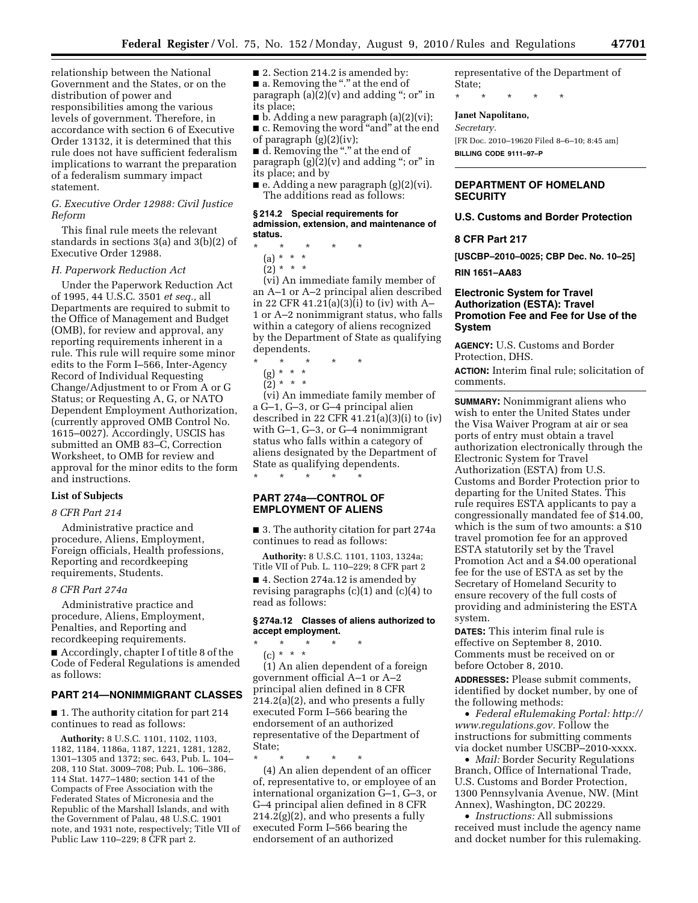relationship between the National Government and the States, or on the distribution of power and responsibilities among the various levels of government. Therefore, in accordance with section 6 of Executive Order 13132, it is determined that this rule does not have sufficient federalism implications to warrant the preparation of a federalism summary impact statement.

*G. Executive Order 12988: Civil Justice Reform*

This final rule meets the relevant standards in sections 3(a) and 3(b)(2) of Executive Order 12988.

*H. Paperwork Reduction Act*

Under the Paperwork Reduction Act of 1995, 44 U.S.C. 3501 *et seq.,* all Departments are required to submit to the Office of Management and Budget (OMB), for review and approval, any reporting requirements inherent in a rule. This rule will require some minor edits to the Form I–566, Inter-Agency Record of Individual Requesting Change/Adjustment to or From A or G Status; or Requesting A, G, or NATO Dependent Employment Authorization, (currently approved OMB Control No. 1615–0027). Accordingly, USCIS has submitted an OMB 83–C, Correction Worksheet, to OMB for review and approval for the minor edits to the form and instructions.

**List of Subjects**

*8 CFR Part 214*

Administrative practice and procedure, Aliens, Employment, Foreign officials, Health professions, Reporting and recordkeeping requirements, Students.

*8 CFR Part 274a*

Administrative practice and procedure, Aliens, Employment, Penalties, and Reporting and recordkeeping requirements.

■ Accordingly, chapter I of title 8 of the Code of Federal Regulations is amended as follows:

## PART 214—NONIMMIGRANT CLASSES

■ 1. The authority citation for part 214 continues to read as follows:

**Authority:** 8 U.S.C. 1101, 1102, 1103, 1182, 1184, 1186a, 1187, 1221, 1281, 1282, 1301–1305 and 1372; sec. 643, Pub. L. 104–208, 110 Stat. 3009–708; Pub. L. 106–386, 114 Stat. 1477–1480; section 141 of the Compacts of Free Association with the Federated States of Micronesia and the Republic of the Marshall Islands, and with the Government of Palau, 48 U.S.C. 1901 note, and 1931 note, respectively; Title VII of Public Law 110–229; 8 CFR part 2.

■ 2. Section 214.2 is amended by:

■ a. Removing the "." at the end of paragraph (a)(2)(v) and adding "; or" in its place;

■ b. Adding a new paragraph (a)(2)(vi);

■ c. Removing the word "and" at the end of paragraph (g)(2)(iv);

■ d. Removing the "." at the end of paragraph (g)(2)(v) and adding "; or" in its place; and by

■ e. Adding a new paragraph (g)(2)(vi).

The additions read as follows:

**§ 214.2 Special requirements for admission, extension, and maintenance of status.**

\* \* \* \* \*

(a) \* \* \*

(2) \* \* \*

(vi) An immediate family member of an A–1 or A–2 principal alien described in 22 CFR 41.21(a)(3)(i) to (iv) with A–1 or A–2 nonimmigrant status, who falls within a category of aliens recognized by the Department of State as qualifying dependents.

\* \* \* \* \*

(g) \* \* \*

(2) \* \* \*

(vi) An immediate family member of a G–1, G–3, or G–4 principal alien described in 22 CFR 41.21(a)(3)(i) to (iv) with G–1, G–3, or G–4 nonimmigrant status who falls within a category of aliens designated by the Department of State as qualifying dependents.

\* \* \* \* \*

## PART 274a—CONTROL OF EMPLOYMENT OF ALIENS

■ 3. The authority citation for part 274a continues to read as follows:

**Authority:** 8 U.S.C. 1101, 1103, 1324a; Title VII of Pub. L. 110–229; 8 CFR part 2

■ 4. Section 274a.12 is amended by revising paragraphs (c)(1) and (c)(4) to read as follows:

**§ 274a.12 Classes of aliens authorized to accept employment.**

\* \* \* \* \*

(c) \* \* \*

(1) An alien dependent of a foreign government official A–1 or A–2 principal alien defined in 8 CFR 214.2(a)(2), and who presents a fully executed Form I–566 bearing the endorsement of an authorized representative of the Department of State;

\* \* \* \* \*

(4) An alien dependent of an officer of, representative to, or employee of an international organization G–1, G–3, or G–4 principal alien defined in 8 CFR 214.2(g)(2), and who presents a fully executed Form I–566 bearing the endorsement of an authorized representative of the Department of State;

\* \* \* \* \*

**Janet Napolitano,**

*Secretary.*

[FR Doc. 2010–19620 Filed 8–6–10; 8:45 am]

**BILLING CODE 9111–97–P**

---

## DEPARTMENT OF HOMELAND SECURITY

### U.S. Customs and Border Protection

### 8 CFR Part 217

**[USCBP–2010–0025; CBP Dec. No. 10–25]**

**RIN 1651–AA83**

## Electronic System for Travel Authorization (ESTA): Travel Promotion Fee and Fee for Use of the System

**AGENCY:** U.S. Customs and Border Protection, DHS.

**ACTION:** Interim final rule; solicitation of comments.

**SUMMARY:** Nonimmigrant aliens who wish to enter the United States under the Visa Waiver Program at air or sea ports of entry must obtain a travel authorization electronically through the Electronic System for Travel Authorization (ESTA) from U.S. Customs and Border Protection prior to departing for the United States. This rule requires ESTA applicants to pay a congressionally mandated fee of $14.00, which is the sum of two amounts: a $10 travel promotion fee for an approved ESTA statutorily set by the Travel Promotion Act and a $4.00 operational fee for the use of ESTA as set by the Secretary of Homeland Security to ensure recovery of the full costs of providing and administering the ESTA system.

**DATES:** This interim final rule is effective on September 8, 2010. Comments must be received on or before October 8, 2010.

**ADDRESSES:** Please submit comments, identified by docket number, by one of the following methods:

- *Federal eRulemaking Portal: http://www.regulations.gov.* Follow the instructions for submitting comments via docket number USCBP–2010-xxxx.
- *Mail:* Border Security Regulations Branch, Office of International Trade, U.S. Customs and Border Protection, 1300 Pennsylvania Avenue, NW. (Mint Annex), Washington, DC 20229.
- *Instructions:* All submissions received must include the agency name and docket number for this rulemaking.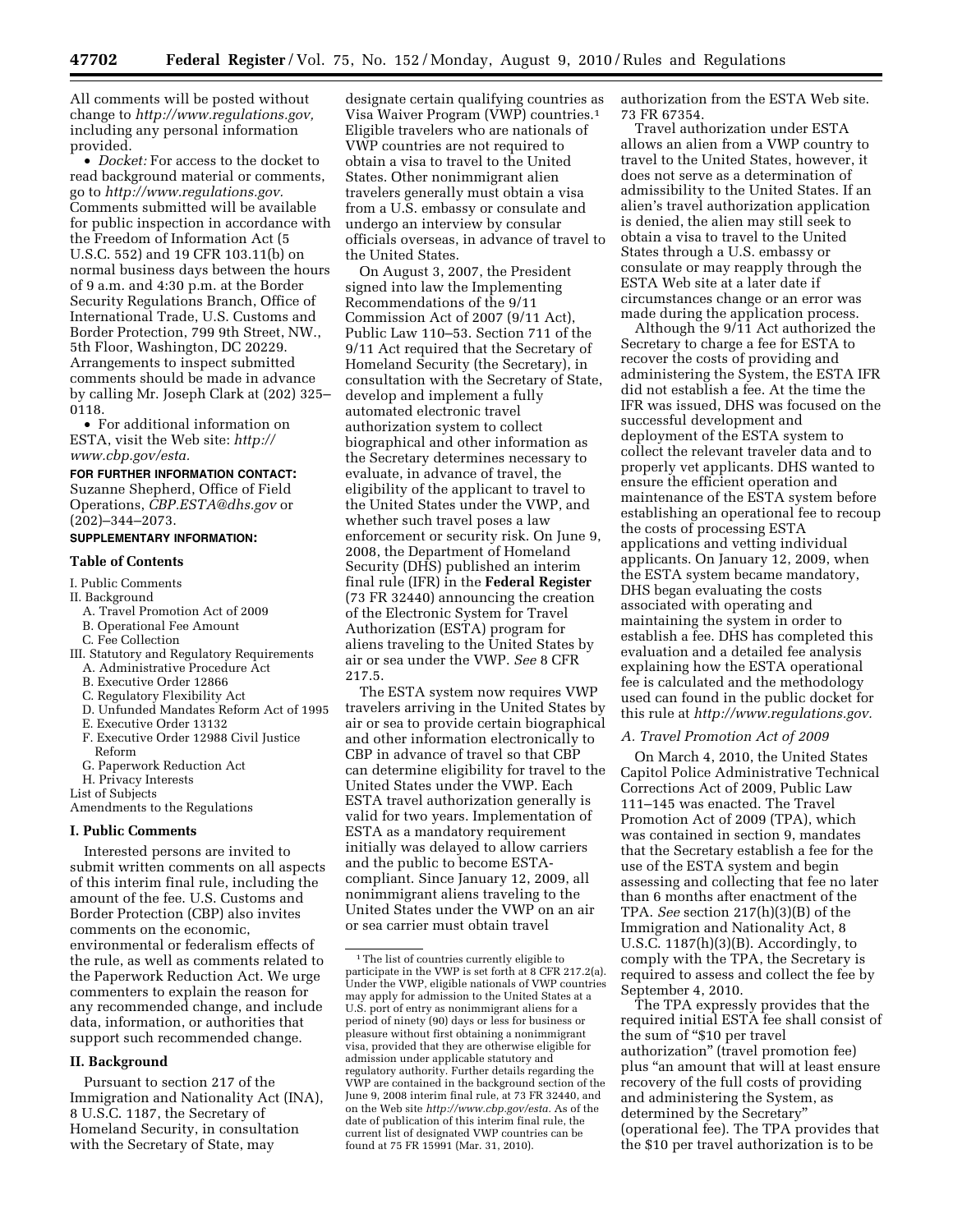All comments will be posted without change to *http://www.regulations.gov,* including any personal information provided.

- *Docket:* For access to the docket to read background material or comments, go to *http://www.regulations.gov.* Comments submitted will be available for public inspection in accordance with the Freedom of Information Act (5 U.S.C. 552) and 19 CFR 103.11(b) on normal business days between the hours of 9 a.m. and 4:30 p.m. at the Border Security Regulations Branch, Office of International Trade, U.S. Customs and Border Protection, 799 9th Street, NW., 5th Floor, Washington, DC 20229. Arrangements to inspect submitted comments should be made in advance by calling Mr. Joseph Clark at (202) 325–0118.
- For additional information on ESTA, visit the Web site: *http://www.cbp.gov/esta.*

**FOR FURTHER INFORMATION CONTACT:** Suzanne Shepherd, Office of Field Operations, *CBP.ESTA@dhs.gov* or (202)–344–2073.

**SUPPLEMENTARY INFORMATION:**

**Table of Contents**

I. Public Comments
II. Background
  A. Travel Promotion Act of 2009
  B. Operational Fee Amount
  C. Fee Collection
III. Statutory and Regulatory Requirements
  A. Administrative Procedure Act
  B. Executive Order 12866
  C. Regulatory Flexibility Act
  D. Unfunded Mandates Reform Act of 1995
  E. Executive Order 13132
  F. Executive Order 12988 Civil Justice Reform
  G. Paperwork Reduction Act
  H. Privacy Interests
List of Subjects
Amendments to the Regulations

## I. Public Comments

Interested persons are invited to submit written comments on all aspects of this interim final rule, including the amount of the fee. U.S. Customs and Border Protection (CBP) also invites comments on the economic, environmental or federalism effects of the rule, as well as comments related to the Paperwork Reduction Act. We urge commenters to explain the reason for any recommended change, and include data, information, or authorities that support such recommended change.

## II. Background

Pursuant to section 217 of the Immigration and Nationality Act (INA), 8 U.S.C. 1187, the Secretary of Homeland Security, in consultation with the Secretary of State, may designate certain qualifying countries as Visa Waiver Program (VWP) countries.[1] Eligible travelers who are nationals of VWP countries are not required to obtain a visa to travel to the United States. Other nonimmigrant alien travelers generally must obtain a visa from a U.S. embassy or consulate and undergo an interview by consular officials overseas, in advance of travel to the United States.

On August 3, 2007, the President signed into law the Implementing Recommendations of the 9/11 Commission Act of 2007 (9/11 Act), Public Law 110–53. Section 711 of the 9/11 Act required that the Secretary of Homeland Security (the Secretary), in consultation with the Secretary of State, develop and implement a fully automated electronic travel authorization system to collect biographical and other information as the Secretary determines necessary to evaluate, in advance of travel, the eligibility of the applicant to travel to the United States under the VWP, and whether such travel poses a law enforcement or security risk. On June 9, 2008, the Department of Homeland Security (DHS) published an interim final rule (IFR) in the **Federal Register** (73 FR 32440) announcing the creation of the Electronic System for Travel Authorization (ESTA) program for aliens traveling to the United States by air or sea under the VWP. *See* 8 CFR 217.5.

The ESTA system now requires VWP travelers arriving in the United States by air or sea to provide certain biographical and other information electronically to CBP in advance of travel so that CBP can determine eligibility for travel to the United States under the VWP. Each ESTA travel authorization generally is valid for two years. Implementation of ESTA as a mandatory requirement initially was delayed to allow carriers and the public to become ESTA-compliant. Since January 12, 2009, all nonimmigrant aliens traveling to the United States under the VWP on an air or sea carrier must obtain travel authorization from the ESTA Web site. 73 FR 67354.

Travel authorization under ESTA allows an alien from a VWP country to travel to the United States, however, it does not serve as a determination of admissibility to the United States. If an alien's travel authorization application is denied, the alien may still seek to obtain a visa to travel to the United States through a U.S. embassy or consulate or may reapply through the ESTA Web site at a later date if circumstances change or an error was made during the application process.

Although the 9/11 Act authorized the Secretary to charge a fee for ESTA to recover the costs of providing and administering the System, the ESTA IFR did not establish a fee. At the time the IFR was issued, DHS was focused on the successful development and deployment of the ESTA system to collect the relevant traveler data and to properly vet applicants. DHS wanted to ensure the efficient operation and maintenance of the ESTA system before establishing an operational fee to recoup the costs of processing ESTA applications and vetting individual applicants. On January 12, 2009, when the ESTA system became mandatory, DHS began evaluating the costs associated with operating and maintaining the system in order to establish a fee. DHS has completed this evaluation and a detailed fee analysis explaining how the ESTA operational fee is calculated and the methodology used can found in the public docket for this rule at *http://www.regulations.gov.*

### A. Travel Promotion Act of 2009

On March 4, 2010, the United States Capitol Police Administrative Technical Corrections Act of 2009, Public Law 111–145 was enacted. The Travel Promotion Act of 2009 (TPA), which was contained in section 9, mandates that the Secretary establish a fee for the use of the ESTA system and begin assessing and collecting that fee no later than 6 months after enactment of the TPA. *See* section 217(h)(3)(B) of the Immigration and Nationality Act, 8 U.S.C. 1187(h)(3)(B). Accordingly, to comply with the TPA, the Secretary is required to assess and collect the fee by September 4, 2010.

The TPA expressly provides that the required initial ESTA fee shall consist of the sum of "$10 per travel authorization" (travel promotion fee) plus "an amount that will at least ensure recovery of the full costs of providing and administering the System, as determined by the Secretary" (operational fee). The TPA provides that the $10 per travel authorization is to be

---

[1] The list of countries currently eligible to participate in the VWP is set forth at 8 CFR 217.2(a). Under the VWP, eligible nationals of VWP countries may apply for admission to the United States at a U.S. port of entry as nonimmigrant aliens for a period of ninety (90) days or less for business or pleasure without first obtaining a nonimmigrant visa, provided that they are otherwise eligible for admission under applicable statutory and regulatory authority. Further details regarding the VWP are contained in the background section of the June 9, 2008 interim final rule, at 73 FR 32440, and on the Web site *http://www.cbp.gov/esta.* As of the date of publication of this interim final rule, the current list of designated VWP countries can be found at 75 FR 15991 (Mar. 31, 2010).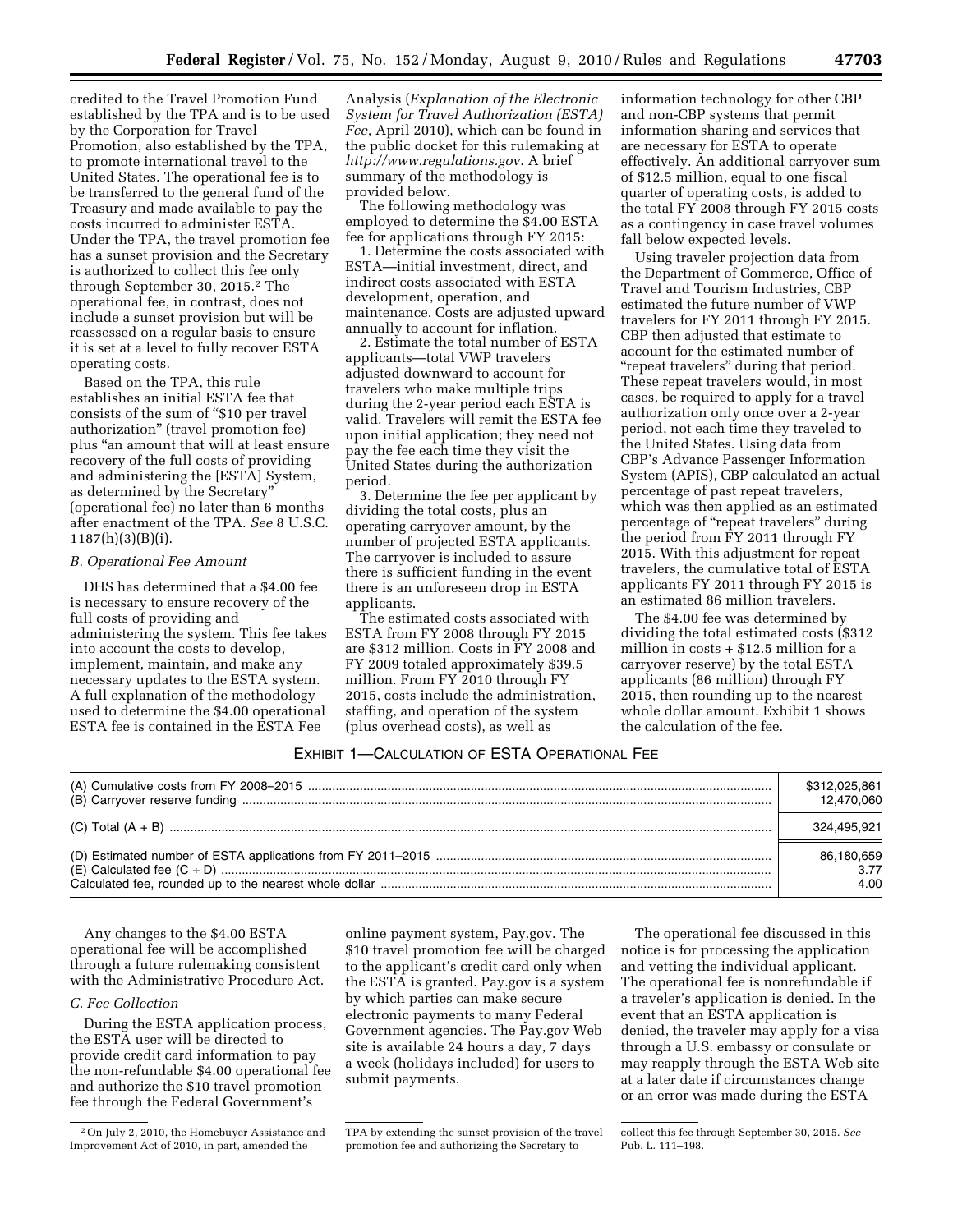credited to the Travel Promotion Fund established by the TPA and is to be used by the Corporation for Travel Promotion, also established by the TPA, to promote international travel to the United States. The operational fee is to be transferred to the general fund of the Treasury and made available to pay the costs incurred to administer ESTA. Under the TPA, the travel promotion fee has a sunset provision and the Secretary is authorized to collect this fee only through September 30, 2015.[2] The operational fee, in contrast, does not include a sunset provision but will be reassessed on a regular basis to ensure it is set at a level to fully recover ESTA operating costs.

Based on the TPA, this rule establishes an initial ESTA fee that consists of the sum of "$10 per travel authorization" (travel promotion fee) plus "an amount that will at least ensure recovery of the full costs of providing and administering the [ESTA] System, as determined by the Secretary" (operational fee) no later than 6 months after enactment of the TPA. *See* 8 U.S.C. 1187(h)(3)(B)(i).

### *B. Operational Fee Amount*

DHS has determined that a $4.00 fee is necessary to ensure recovery of the full costs of providing and administering the system. This fee takes into account the costs to develop, implement, maintain, and make any necessary updates to the ESTA system. A full explanation of the methodology used to determine the $4.00 operational ESTA fee is contained in the ESTA Fee Analysis (*Explanation of the Electronic System for Travel Authorization (ESTA) Fee,* April 2010), which can be found in the public docket for this rulemaking at *http://www.regulations.gov.* A brief summary of the methodology is provided below.

The following methodology was employed to determine the $4.00 ESTA fee for applications through FY 2015:

1. Determine the costs associated with ESTA—initial investment, direct, and indirect costs associated with ESTA development, operation, and maintenance. Costs are adjusted upward annually to account for inflation.

2. Estimate the total number of ESTA applicants—total VWP travelers adjusted downward to account for travelers who make multiple trips during the 2-year period each ESTA is valid. Travelers will remit the ESTA fee upon initial application; they need not pay the fee each time they visit the United States during the authorization period.

3. Determine the fee per applicant by dividing the total costs, plus an operating carryover amount, by the number of projected ESTA applicants. The carryover is included to assure there is sufficient funding in the event there is an unforeseen drop in ESTA applicants.

The estimated costs associated with ESTA from FY 2008 through FY 2015 are $312 million. Costs in FY 2008 and FY 2009 totaled approximately $39.5 million. From FY 2010 through FY 2015, costs include the administration, staffing, and operation of the system (plus overhead costs), as well as information technology for other CBP and non-CBP systems that permit information sharing and services that are necessary for ESTA to operate effectively. An additional carryover sum of $12.5 million, equal to one fiscal quarter of operating costs, is added to the total FY 2008 through FY 2015 costs as a contingency in case travel volumes fall below expected levels.

Using traveler projection data from the Department of Commerce, Office of Travel and Tourism Industries, CBP estimated the future number of VWP travelers for FY 2011 through FY 2015. CBP then adjusted that estimate to account for the estimated number of "repeat travelers" during that period. These repeat travelers would, in most cases, be required to apply for a travel authorization only once over a 2-year period, not each time they traveled to the United States. Using data from CBP's Advance Passenger Information System (APIS), CBP calculated an actual percentage of past repeat travelers, which was then applied as an estimated percentage of "repeat travelers" during the period from FY 2011 through FY 2015. With this adjustment for repeat travelers, the cumulative total of ESTA applicants FY 2011 through FY 2015 is an estimated 86 million travelers.

The $4.00 fee was determined by dividing the total estimated costs ($312 million in costs + $12.5 million for a carryover reserve) by the total ESTA applicants (86 million) through FY 2015, then rounding up to the nearest whole dollar amount. Exhibit 1 shows the calculation of the fee.

EXHIBIT 1—CALCULATION OF ESTA OPERATIONAL FEE

| | |
|---|---|
| (A) Cumulative costs from FY 2008–2015 | $312,025,861 |
| (B) Carryover reserve funding | 12,470,060 |
| (C) Total (A + B) | 324,495,921 |
| (D) Estimated number of ESTA applications from FY 2011–2015 | 86,180,659 |
| (E) Calculated fee (C ÷ D) | 3.77 |
| Calculated fee, rounded up to the nearest whole dollar | 4.00 |

Any changes to the $4.00 ESTA operational fee will be accomplished through a future rulemaking consistent with the Administrative Procedure Act.

### *C. Fee Collection*

During the ESTA application process, the ESTA user will be directed to provide credit card information to pay the non-refundable $4.00 operational fee and authorize the $10 travel promotion fee through the Federal Government's online payment system, Pay.gov. The $10 travel promotion fee will be charged to the applicant's credit card only when the ESTA is granted. Pay.gov is a system by which parties can make secure electronic payments to many Federal Government agencies. The Pay.gov Web site is available 24 hours a day, 7 days a week (holidays included) for users to submit payments.

The operational fee discussed in this notice is for processing the application and vetting the individual applicant. The operational fee is nonrefundable if a traveler's application is denied. In the event that an ESTA application is denied, the traveler may apply for a visa through a U.S. embassy or consulate or may reapply through the ESTA Web site at a later date if circumstances change or an error was made during the ESTA

[2] On July 2, 2010, the Homebuyer Assistance and Improvement Act of 2010, in part, amended the TPA by extending the sunset provision of the travel promotion fee and authorizing the Secretary to collect this fee through September 30, 2015. *See* Pub. L. 111–198.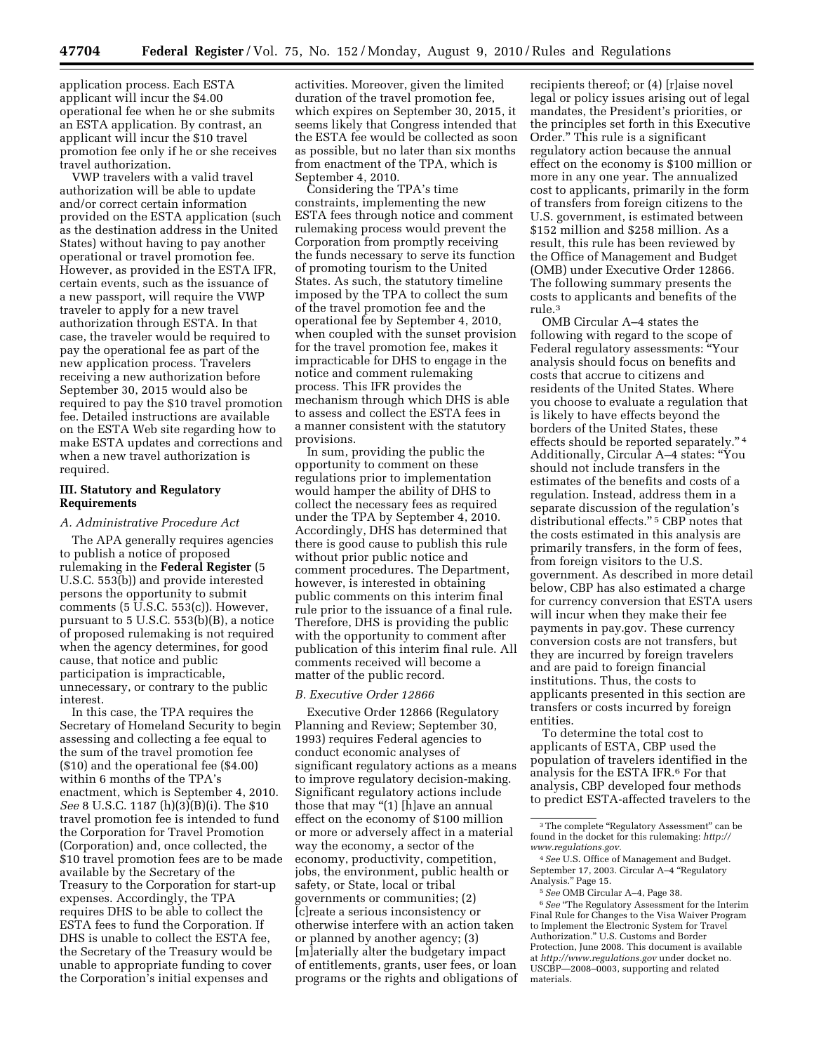application process. Each ESTA applicant will incur the $4.00 operational fee when he or she submits an ESTA application. By contrast, an applicant will incur the $10 travel promotion fee only if he or she receives travel authorization.

VWP travelers with a valid travel authorization will be able to update and/or correct certain information provided on the ESTA application (such as the destination address in the United States) without having to pay another operational or travel promotion fee. However, as provided in the ESTA IFR, certain events, such as the issuance of a new passport, will require the VWP traveler to apply for a new travel authorization through ESTA. In that case, the traveler would be required to pay the operational fee as part of the new application process. Travelers receiving a new authorization before September 30, 2015 would also be required to pay the $10 travel promotion fee. Detailed instructions are available on the ESTA Web site regarding how to make ESTA updates and corrections and when a new travel authorization is required.

## III. Statutory and Regulatory Requirements

### *A. Administrative Procedure Act*

The APA generally requires agencies to publish a notice of proposed rulemaking in the **Federal Register** (5 U.S.C. 553(b)) and provide interested persons the opportunity to submit comments (5 U.S.C. 553(c)). However, pursuant to 5 U.S.C. 553(b)(B), a notice of proposed rulemaking is not required when the agency determines, for good cause, that notice and public participation is impracticable, unnecessary, or contrary to the public interest.

In this case, the TPA requires the Secretary of Homeland Security to begin assessing and collecting a fee equal to the sum of the travel promotion fee ($10) and the operational fee ($4.00) within 6 months of the TPA's enactment, which is September 4, 2010. *See* 8 U.S.C. 1187 (h)(3)(B)(i). The $10 travel promotion fee is intended to fund the Corporation for Travel Promotion (Corporation) and, once collected, the $10 travel promotion fees are to be made available by the Secretary of the Treasury to the Corporation for start-up expenses. Accordingly, the TPA requires DHS to be able to collect the ESTA fees to fund the Corporation. If DHS is unable to collect the ESTA fee, the Secretary of the Treasury would be unable to appropriate funding to cover the Corporation's initial expenses and activities. Moreover, given the limited duration of the travel promotion fee, which expires on September 30, 2015, it seems likely that Congress intended that the ESTA fee would be collected as soon as possible, but no later than six months from enactment of the TPA, which is September 4, 2010.

Considering the TPA's time constraints, implementing the new ESTA fees through notice and comment rulemaking process would prevent the Corporation from promptly receiving the funds necessary to serve its function of promoting tourism to the United States. As such, the statutory timeline imposed by the TPA to collect the sum of the travel promotion fee and the operational fee by September 4, 2010, when coupled with the sunset provision for the travel promotion fee, makes it impracticable for DHS to engage in the notice and comment rulemaking process. This IFR provides the mechanism through which DHS is able to assess and collect the ESTA fees in a manner consistent with the statutory provisions.

In sum, providing the public the opportunity to comment on these regulations prior to implementation would hamper the ability of DHS to collect the necessary fees as required under the TPA by September 4, 2010. Accordingly, DHS has determined that there is good cause to publish this rule without prior public notice and comment procedures. The Department, however, is interested in obtaining public comments on this interim final rule prior to the issuance of a final rule. Therefore, DHS is providing the public with the opportunity to comment after publication of this interim final rule. All comments received will become a matter of the public record.

### *B. Executive Order 12866*

Executive Order 12866 (Regulatory Planning and Review; September 30, 1993) requires Federal agencies to conduct economic analyses of significant regulatory actions as a means to improve regulatory decision-making. Significant regulatory actions include those that may "(1) [h]ave an annual effect on the economy of $100 million or more or adversely affect in a material way the economy, a sector of the economy, productivity, competition, jobs, the environment, public health or safety, or State, local or tribal governments or communities; (2) [c]reate a serious inconsistency or otherwise interfere with an action taken or planned by another agency; (3) [m]aterially alter the budgetary impact of entitlements, grants, user fees, or loan programs or the rights and obligations of recipients thereof; or (4) [r]aise novel legal or policy issues arising out of legal mandates, the President's priorities, or the principles set forth in this Executive Order." This rule is a significant regulatory action because the annual effect on the economy is $100 million or more in any one year. The annualized cost to applicants, primarily in the form of transfers from foreign citizens to the U.S. government, is estimated between $152 million and $258 million. As a result, this rule has been reviewed by the Office of Management and Budget (OMB) under Executive Order 12866. The following summary presents the costs to applicants and benefits of the rule.[3]

OMB Circular A–4 states the following with regard to the scope of Federal regulatory assessments: "Your analysis should focus on benefits and costs that accrue to citizens and residents of the United States. Where you choose to evaluate a regulation that is likely to have effects beyond the borders of the United States, these effects should be reported separately."[4] Additionally, Circular A–4 states: "You should not include transfers in the estimates of the benefits and costs of a regulation. Instead, address them in a separate discussion of the regulation's distributional effects."[5] CBP notes that the costs estimated in this analysis are primarily transfers, in the form of fees, from foreign visitors to the U.S. government. As described in more detail below, CBP has also estimated a charge for currency conversion that ESTA users will incur when they make their fee payments in pay.gov. These currency conversion costs are not transfers, but they are incurred by foreign travelers and are paid to foreign financial institutions. Thus, the costs to applicants presented in this section are transfers or costs incurred by foreign entities.

To determine the total cost to applicants of ESTA, CBP used the population of travelers identified in the analysis for the ESTA IFR.[6] For that analysis, CBP developed four methods to predict ESTA-affected travelers to the

---

[3] The complete "Regulatory Assessment" can be found in the docket for this rulemaking: *http://www.regulations.gov.*

[4] *See* U.S. Office of Management and Budget. September 17, 2003. Circular A–4 "Regulatory Analysis." Page 15.

[5] *See* OMB Circular A–4, Page 38.

[6] *See* "The Regulatory Assessment for the Interim Final Rule for Changes to the Visa Waiver Program to Implement the Electronic System for Travel Authorization." U.S. Customs and Border Protection, June 2008. This document is available at *http://www.regulations.gov* under docket no. USCBP—2008–0003, supporting and related materials.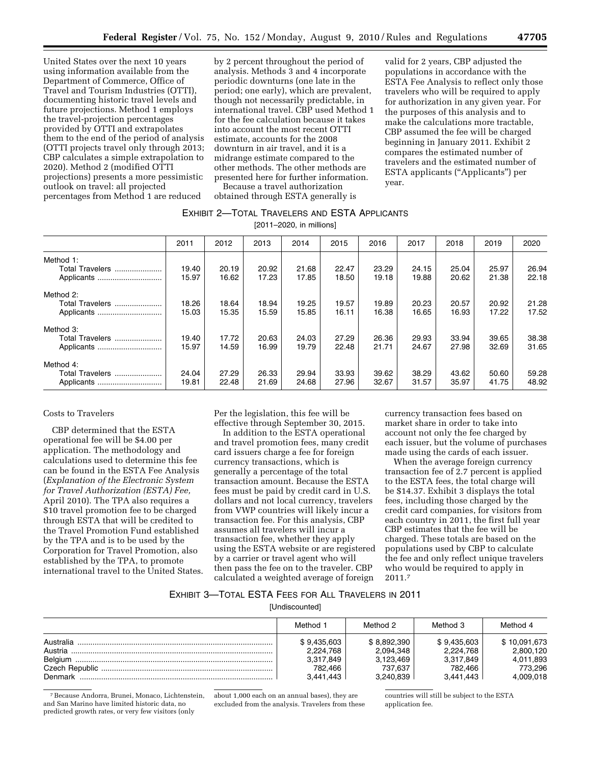United States over the next 10 years using information available from the Department of Commerce, Office of Travel and Tourism Industries (OTTI), documenting historic travel levels and future projections. Method 1 employs the travel-projection percentages provided by OTTI and extrapolates them to the end of the period of analysis (OTTI projects travel only through 2013; CBP calculates a simple extrapolation to 2020). Method 2 (modified OTTI projections) presents a more pessimistic outlook on travel: all projected percentages from Method 1 are reduced by 2 percent throughout the period of analysis. Methods 3 and 4 incorporate periodic downturns (one late in the period; one early), which are prevalent, though not necessarily predictable, in international travel. CBP used Method 1 for the fee calculation because it takes into account the most recent OTTI estimate, accounts for the 2008 downturn in air travel, and it is a midrange estimate compared to the other methods. The other methods are presented here for further information.

Because a travel authorization obtained through ESTA generally is valid for 2 years, CBP adjusted the populations in accordance with the ESTA Fee Analysis to reflect only those travelers who will be required to apply for authorization in any given year. For the purposes of this analysis and to make the calculations more tractable, CBP assumed the fee will be charged beginning in January 2011. Exhibit 2 compares the estimated number of travelers and the estimated number of ESTA applicants ("Applicants") per year.

EXHIBIT 2—TOTAL TRAVELERS AND ESTA APPLICANTS

[2011–2020, in millions]

| | 2011 | 2012 | 2013 | 2014 | 2015 | 2016 | 2017 | 2018 | 2019 | 2020 |
|---|---|---|---|---|---|---|---|---|---|---|
| Method 1: | | | | | | | | | | |
| Total Travelers | 19.40 | 20.19 | 20.92 | 21.68 | 22.47 | 23.29 | 24.15 | 25.04 | 25.97 | 26.94 |
| Applicants | 15.97 | 16.62 | 17.23 | 17.85 | 18.50 | 19.18 | 19.88 | 20.62 | 21.38 | 22.18 |
| Method 2: | | | | | | | | | | |
| Total Travelers | 18.26 | 18.64 | 18.94 | 19.25 | 19.57 | 19.89 | 20.23 | 20.57 | 20.92 | 21.28 |
| Applicants | 15.03 | 15.35 | 15.59 | 15.85 | 16.11 | 16.38 | 16.65 | 16.93 | 17.22 | 17.52 |
| Method 3: | | | | | | | | | | |
| Total Travelers | 19.40 | 17.72 | 20.63 | 24.03 | 27.29 | 26.36 | 29.93 | 33.94 | 39.65 | 38.38 |
| Applicants | 15.97 | 14.59 | 16.99 | 19.79 | 22.48 | 21.71 | 24.67 | 27.98 | 32.69 | 31.65 |
| Method 4: | | | | | | | | | | |
| Total Travelers | 24.04 | 27.29 | 26.33 | 29.94 | 33.93 | 39.62 | 38.29 | 43.62 | 50.60 | 59.28 |
| Applicants | 19.81 | 22.48 | 21.69 | 24.68 | 27.96 | 32.67 | 31.57 | 35.97 | 41.75 | 48.92 |

Costs to Travelers

CBP determined that the ESTA operational fee will be $4.00 per application. The methodology and calculations used to determine this fee can be found in the ESTA Fee Analysis (*Explanation of the Electronic System for Travel Authorization (ESTA) Fee,* April 2010). The TPA also requires a $10 travel promotion fee to be charged through ESTA that will be credited to the Travel Promotion Fund established by the TPA and is to be used by the Corporation for Travel Promotion, also established by the TPA, to promote international travel to the United States. Per the legislation, this fee will be effective through September 30, 2015.

In addition to the ESTA operational and travel promotion fees, many credit card issuers charge a fee for foreign currency transactions, which is generally a percentage of the total transaction amount. Because the ESTA fees must be paid by credit card in U.S. dollars and not local currency, travelers from VWP countries will likely incur a transaction fee. For this analysis, CBP assumes all travelers will incur a transaction fee, whether they apply using the ESTA website or are registered by a carrier or travel agent who will then pass the fee on to the traveler. CBP calculated a weighted average of foreign currency transaction fees based on market share in order to take into account not only the fee charged by each issuer, but the volume of purchases made using the cards of each issuer.

When the average foreign currency transaction fee of 2.7 percent is applied to the ESTA fees, the total charge will be $14.37. Exhibit 3 displays the total fees, including those charged by the credit card companies, for visitors from each country in 2011, the first full year CBP estimates that the fee will be charged. These totals are based on the populations used by CBP to calculate the fee and only reflect unique travelers who would be required to apply in 2011.[7]

EXHIBIT 3—TOTAL ESTA FEES FOR ALL TRAVELERS IN 2011

[Undiscounted]

| | Method 1 | Method 2 | Method 3 | Method 4 |
|---|---|---|---|---|
| Australia | $9,435,603 | $8,892,390 | $9,435,603 | $10,091,673 |
| Austria | 2,224,768 | 2,094,348 | 2,224,768 | 2,800,120 |
| Belgium | 3,317,849 | 3,123,469 | 3,317,849 | 4,011,893 |
| Czech Republic | 782,466 | 737,637 | 782,466 | 773,296 |
| Denmark | 3,441,443 | 3,240,839 | 3,441,443 | 4,009,018 |

[7] Because Andorra, Brunei, Monaco, Lichtenstein, and San Marino have limited historic data, no predicted growth rates, or very few visitors (only about 1,000 each on an annual bases), they are excluded from the analysis. Travelers from these countries will still be subject to the ESTA application fee.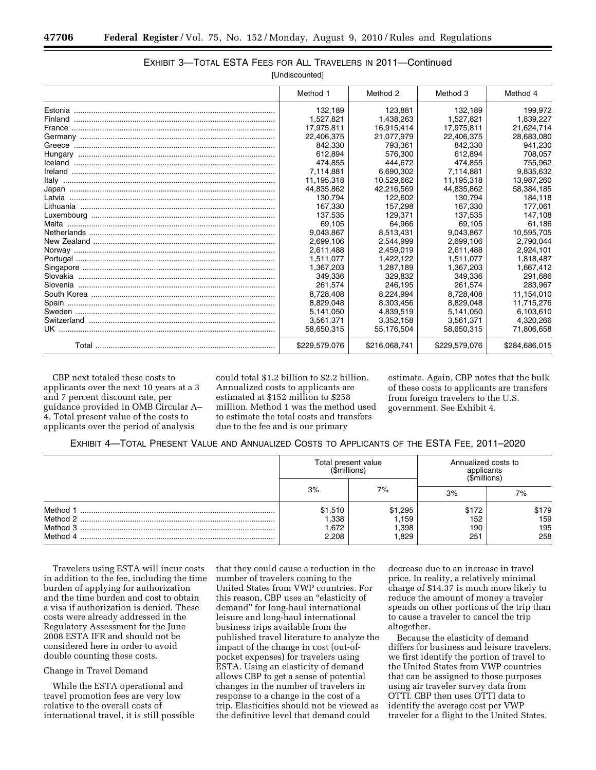EXHIBIT 3—TOTAL ESTA FEES FOR ALL TRAVELERS IN 2011—Continued

[Undiscounted]

| | Method 1 | Method 2 | Method 3 | Method 4 |
|---|---|---|---|---|
| Estonia | 132,189 | 123,881 | 132,189 | 199,972 |
| Finland | 1,527,821 | 1,438,263 | 1,527,821 | 1,839,227 |
| France | 17,975,811 | 16,915,414 | 17,975,811 | 21,624,714 |
| Germany | 22,406,375 | 21,077,979 | 22,406,375 | 28,683,080 |
| Greece | 842,330 | 793,361 | 842,330 | 941,230 |
| Hungary | 612,894 | 576,300 | 612,894 | 708,057 |
| Iceland | 474,855 | 444,672 | 474,855 | 755,962 |
| Ireland | 7,114,881 | 6,690,302 | 7,114,881 | 9,835,632 |
| Italy | 11,195,318 | 10,529,662 | 11,195,318 | 13,987,260 |
| Japan | 44,835,862 | 42,216,569 | 44,835,862 | 58,384,185 |
| Latvia | 130,794 | 122,602 | 130,794 | 184,118 |
| Lithuania | 167,330 | 157,298 | 167,330 | 177,061 |
| Luxembourg | 137,535 | 129,371 | 137,535 | 147,108 |
| Malta | 69,105 | 64,966 | 69,105 | 61,186 |
| Netherlands | 9,043,867 | 8,513,431 | 9,043,867 | 10,595,705 |
| New Zealand | 2,699,106 | 2,544,999 | 2,699,106 | 2,790,044 |
| Norway | 2,611,488 | 2,459,019 | 2,611,488 | 2,924,101 |
| Portugal | 1,511,077 | 1,422,122 | 1,511,077 | 1,818,487 |
| Singapore | 1,367,203 | 1,287,189 | 1,367,203 | 1,667,412 |
| Slovakia | 349,336 | 329,832 | 349,336 | 291,686 |
| Slovenia | 261,574 | 246,195 | 261,574 | 283,967 |
| South Korea | 8,728,408 | 8,224,994 | 8,728,408 | 11,154,010 |
| Spain | 8,829,048 | 8,303,456 | 8,829,048 | 11,715,276 |
| Sweden | 5,141,050 | 4,839,519 | 5,141,050 | 6,103,610 |
| Switzerland | 3,561,371 | 3,352,158 | 3,561,371 | 4,320,266 |
| UK | 58,650,315 | 55,176,504 | 58,650,315 | 71,806,658 |
| Total | $229,579,076 | $216,068,741 | $229,579,076 | $284,686,015 |

CBP next totaled these costs to applicants over the next 10 years at a 3 and 7 percent discount rate, per guidance provided in OMB Circular A–4. Total present value of the costs to applicants over the period of analysis could total $1.2 billion to $2.2 billion. Annualized costs to applicants are estimated at $152 million to $258 million. Method 1 was the method used to estimate the total costs and transfers due to the fee and is our primary estimate. Again, CBP notes that the bulk of these costs to applicants are transfers from foreign travelers to the U.S. government. See Exhibit 4.

EXHIBIT 4—TOTAL PRESENT VALUE AND ANNUALIZED COSTS TO APPLICANTS OF THE ESTA FEE, 2011–2020

| | Total present value ($millions) | | Annualized costs to applicants ($millions) | |
|---|---|---|---|---|
| | 3% | 7% | 3% | 7% |
| Method 1 | $1,510 | $1,295 | $172 | $179 |
| Method 2 | 1,338 | 1,159 | 152 | 159 |
| Method 3 | 1,672 | 1,398 | 190 | 195 |
| Method 4 | 2,208 | 1,829 | 251 | 258 |

Travelers using ESTA will incur costs in addition to the fee, including the time burden of applying for authorization and the time burden and cost to obtain a visa if authorization is denied. These costs were already addressed in the Regulatory Assessment for the June 2008 ESTA IFR and should not be considered here in order to avoid double counting these costs.

Change in Travel Demand

While the ESTA operational and travel promotion fees are very low relative to the overall costs of international travel, it is still possible that they could cause a reduction in the number of travelers coming to the United States from VWP countries. For this reason, CBP uses an "elasticity of demand" for long-haul international leisure and long-haul international business trips available from the published travel literature to analyze the impact of the change in cost (out-of-pocket expenses) for travelers using ESTA. Using an elasticity of demand allows CBP to get a sense of potential changes in the number of travelers in response to a change in the cost of a trip. Elasticities should not be viewed as the definitive level that demand could decrease due to an increase in travel price. In reality, a relatively minimal charge of $14.37 is much more likely to reduce the amount of money a traveler spends on other portions of the trip than to cause a traveler to cancel the trip altogether.

Because the elasticity of demand differs for business and leisure travelers, we first identify the portion of travel to the United States from VWP countries that can be assigned to those purposes using air traveler survey data from OTTI. CBP then uses OTTI data to identify the average cost per VWP traveler for a flight to the United States.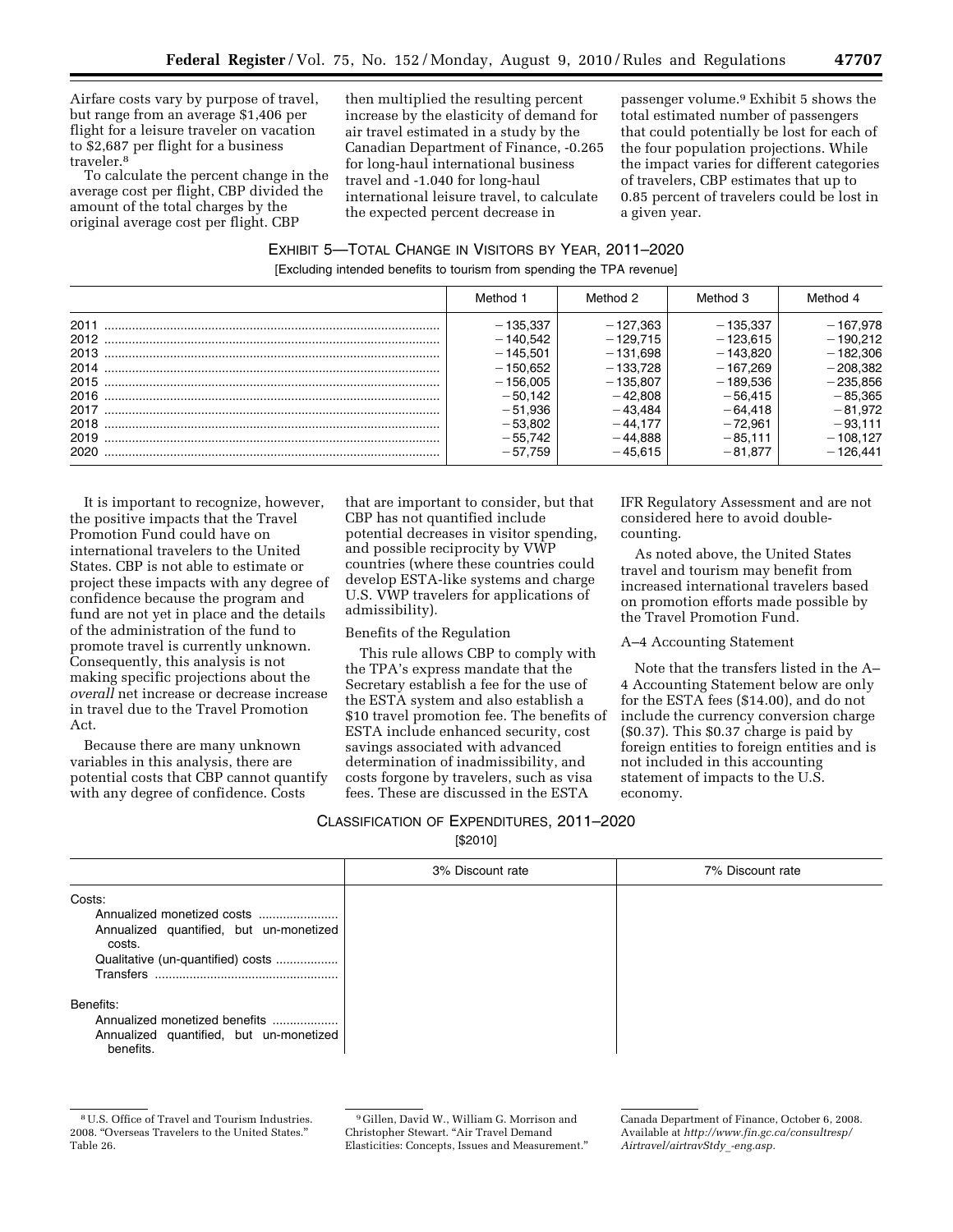Airfare costs vary by purpose of travel, but range from an average $1,406 per flight for a leisure traveler on vacation to $2,687 per flight for a business traveler.[8]

To calculate the percent change in the average cost per flight, CBP divided the amount of the total charges by the original average cost per flight. CBP then multiplied the resulting percent increase by the elasticity of demand for air travel estimated in a study by the Canadian Department of Finance, -0.265 for long-haul international business travel and -1.040 for long-haul international leisure travel, to calculate the expected percent decrease in passenger volume.[9] Exhibit 5 shows the total estimated number of passengers that could potentially be lost for each of the four population projections. While the impact varies for different categories of travelers, CBP estimates that up to 0.85 percent of travelers could be lost in a given year.

EXHIBIT 5—TOTAL CHANGE IN VISITORS BY YEAR, 2011–2020

[Excluding intended benefits to tourism from spending the TPA revenue]

| | Method 1 | Method 2 | Method 3 | Method 4 |
|---|---|---|---|---|
| 2011 | −135,337 | −127,363 | −135,337 | −167,978 |
| 2012 | −140,542 | −129,715 | −123,615 | −190,212 |
| 2013 | −145,501 | −131,698 | −143,820 | −182,306 |
| 2014 | −150,652 | −133,728 | −167,269 | −208,382 |
| 2015 | −156,005 | −135,807 | −189,536 | −235,856 |
| 2016 | −50,142 | −42,808 | −56,415 | −85,365 |
| 2017 | −51,936 | −43,484 | −64,418 | −81,972 |
| 2018 | −53,802 | −44,177 | −72,961 | −93,111 |
| 2019 | −55,742 | −44,888 | −85,111 | −108,127 |
| 2020 | −57,759 | −45,615 | −81,877 | −126,441 |

It is important to recognize, however, the positive impacts that the Travel Promotion Fund could have on international travelers to the United States. CBP is not able to estimate or project these impacts with any degree of confidence because the program and fund are not yet in place and the details of the administration of the fund to promote travel is currently unknown. Consequently, this analysis is not making specific projections about the *overall* net increase or decrease increase in travel due to the Travel Promotion Act.

Because there are many unknown variables in this analysis, there are potential costs that CBP cannot quantify with any degree of confidence. Costs that are important to consider, but that CBP has not quantified include potential decreases in visitor spending, and possible reciprocity by VWP countries (where these countries could develop ESTA-like systems and charge U.S. VWP travelers for applications of admissibility).

Benefits of the Regulation

This rule allows CBP to comply with the TPA's express mandate that the Secretary establish a fee for the use of the ESTA system and also establish a $10 travel promotion fee. The benefits of ESTA include enhanced security, cost savings associated with advanced determination of inadmissibility, and costs forgone by travelers, such as visa fees. These are discussed in the ESTA IFR Regulatory Assessment and are not considered here to avoid double-counting.

As noted above, the United States travel and tourism may benefit from increased international travelers based on promotion efforts made possible by the Travel Promotion Fund.

A–4 Accounting Statement

Note that the transfers listed in the A–4 Accounting Statement below are only for the ESTA fees ($14.00), and do not include the currency conversion charge ($0.37). This $0.37 charge is paid by foreign entities to foreign entities and is not included in this accounting statement of impacts to the U.S. economy.

CLASSIFICATION OF EXPENDITURES, 2011–2020

[$2010]

| | 3% Discount rate | 7% Discount rate |
|---|---|---|
| Costs: | | |
| Annualized monetized costs | | |
| Annualized quantified, but un-monetized costs. | | |
| Qualitative (un-quantified) costs | | |
| Transfers | | |
| Benefits: | | |
| Annualized monetized benefits | | |
| Annualized quantified, but un-monetized benefits. | | |

[8] U.S. Office of Travel and Tourism Industries. 2008. "Overseas Travelers to the United States." Table 26.

[9] Gillen, David W., William G. Morrison and Christopher Stewart. "Air Travel Demand Elasticities: Concepts, Issues and Measurement." Canada Department of Finance, October 6, 2008. Available at *http://www.fin.gc.ca/consultresp/Airtravel/airtravStdy_-eng.asp.*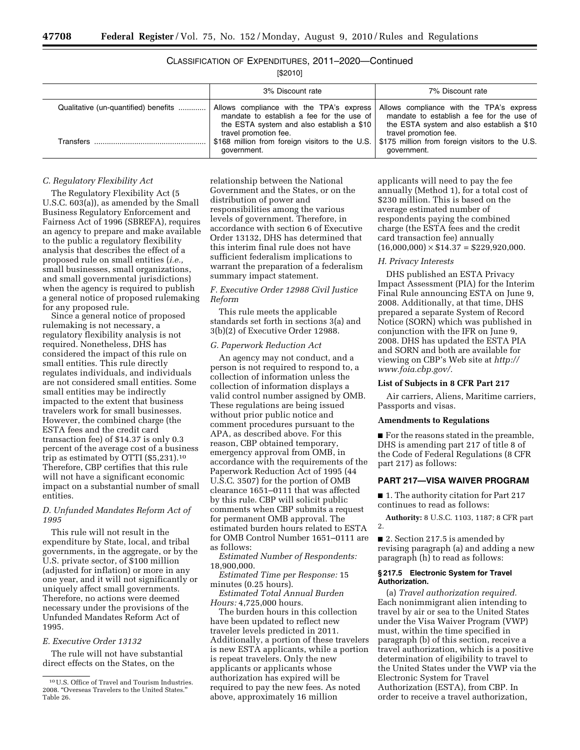CLASSIFICATION OF EXPENDITURES, 2011–2020—Continued

[$2010]

| | 3% Discount rate | 7% Discount rate |
|---|---|---|
| Qualitative (un-quantified) benefits ............. | Allows compliance with the TPA's express mandate to establish a fee for the use of the ESTA system and also establish a $10 travel promotion fee. | Allows compliance with the TPA's express mandate to establish a fee for the use of the ESTA system and also establish a $10 travel promotion fee. |
| Transfers .................................................... | $168 million from foreign visitors to the U.S. government. | $175 million from foreign visitors to the U.S. government. |

### C. Regulatory Flexibility Act

The Regulatory Flexibility Act (5 U.S.C. 603(a)), as amended by the Small Business Regulatory Enforcement and Fairness Act of 1996 (SBREFA), requires an agency to prepare and make available to the public a regulatory flexibility analysis that describes the effect of a proposed rule on small entities (*i.e.,* small businesses, small organizations, and small governmental jurisdictions) when the agency is required to publish a general notice of proposed rulemaking for any proposed rule.

Since a general notice of proposed rulemaking is not necessary, a regulatory flexibility analysis is not required. Nonetheless, DHS has considered the impact of this rule on small entities. This rule directly regulates individuals, and individuals are not considered small entities. Some small entities may be indirectly impacted to the extent that business travelers work for small businesses. However, the combined charge (the ESTA fees and the credit card transaction fee) of $14.37 is only 0.3 percent of the average cost of a business trip as estimated by OTTI ($5,231).[10] Therefore, CBP certifies that this rule will not have a significant economic impact on a substantial number of small entities.

### D. Unfunded Mandates Reform Act of 1995

This rule will not result in the expenditure by State, local, and tribal governments, in the aggregate, or by the U.S. private sector, of $100 million (adjusted for inflation) or more in any one year, and it will not significantly or uniquely affect small governments. Therefore, no actions were deemed necessary under the provisions of the Unfunded Mandates Reform Act of 1995.

### E. Executive Order 13132

The rule will not have substantial direct effects on the States, on the relationship between the National Government and the States, or on the distribution of power and responsibilities among the various levels of government. Therefore, in accordance with section 6 of Executive Order 13132, DHS has determined that this interim final rule does not have sufficient federalism implications to warrant the preparation of a federalism summary impact statement.

### F. Executive Order 12988 Civil Justice Reform

This rule meets the applicable standards set forth in sections 3(a) and 3(b)(2) of Executive Order 12988.

### G. Paperwork Reduction Act

An agency may not conduct, and a person is not required to respond to, a collection of information unless the collection of information displays a valid control number assigned by OMB. These regulations are being issued without prior public notice and comment procedures pursuant to the APA, as described above. For this reason, CBP obtained temporary, emergency approval from OMB, in accordance with the requirements of the Paperwork Reduction Act of 1995 (44 U.S.C. 3507) for the portion of OMB clearance 1651–0111 that was affected by this rule. CBP will solicit public comments when CBP submits a request for permanent OMB approval. The estimated burden hours related to ESTA for OMB Control Number 1651–0111 are as follows:

*Estimated Number of Respondents:* 18,900,000.

*Estimated Time per Response:* 15 minutes (0.25 hours).

*Estimated Total Annual Burden Hours:* 4,725,000 hours.

The burden hours in this collection have been updated to reflect new traveler levels predicted in 2011. Additionally, a portion of these travelers is new ESTA applicants, while a portion is repeat travelers. Only the new applicants or applicants whose authorization has expired will be required to pay the new fees. As noted above, approximately 16 million applicants will need to pay the fee annually (Method 1), for a total cost of $230 million. This is based on the average estimated number of respondents paying the combined charge (the ESTA fees and the credit card transaction fee) annually $(16{,}000{,}000) \times \$14.37 = \$229{,}920{,}000$.

### H. Privacy Interests

DHS published an ESTA Privacy Impact Assessment (PIA) for the Interim Final Rule announcing ESTA on June 9, 2008. Additionally, at that time, DHS prepared a separate System of Record Notice (SORN) which was published in conjunction with the IFR on June 9, 2008. DHS has updated the ESTA PIA and SORN and both are available for viewing on CBP's Web site at *http://www.foia.cbp.gov/.*

**List of Subjects in 8 CFR Part 217**

Air carriers, Aliens, Maritime carriers, Passports and visas.

**Amendments to Regulations**

■ For the reasons stated in the preamble, DHS is amending part 217 of title 8 of the Code of Federal Regulations (8 CFR part 217) as follows:

## PART 217—VISA WAIVER PROGRAM

■ 1. The authority citation for Part 217 continues to read as follows:

**Authority:** 8 U.S.C. 1103, 1187; 8 CFR part 2.

■ 2. Section 217.5 is amended by revising paragraph (a) and adding a new paragraph (h) to read as follows:

#### § 217.5 Electronic System for Travel Authorization.

(a) *Travel authorization required.* Each nonimmigrant alien intending to travel by air or sea to the United States under the Visa Waiver Program (VWP) must, within the time specified in paragraph (b) of this section, receive a travel authorization, which is a positive determination of eligibility to travel to the United States under the VWP via the Electronic System for Travel Authorization (ESTA), from CBP. In order to receive a travel authorization,

---

[10] U.S. Office of Travel and Tourism Industries. 2008. "Overseas Travelers to the United States." Table 26.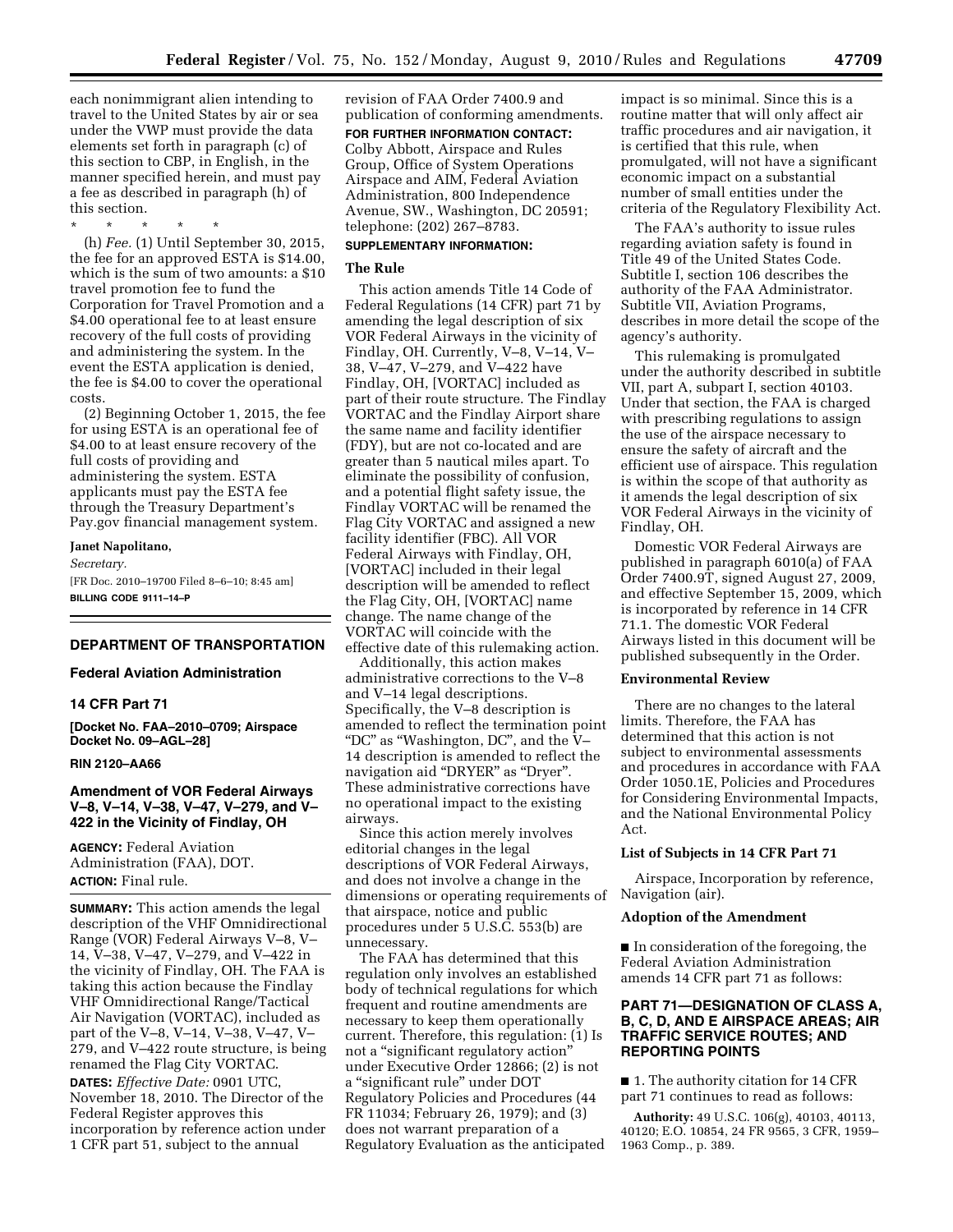each nonimmigrant alien intending to travel to the United States by air or sea under the VWP must provide the data elements set forth in paragraph (c) of this section to CBP, in English, in the manner specified herein, and must pay a fee as described in paragraph (h) of this section.

\* \* \* \* \*

(h) *Fee.* (1) Until September 30, 2015, the fee for an approved ESTA is $14.00, which is the sum of two amounts: a $10 travel promotion fee to fund the Corporation for Travel Promotion and a $4.00 operational fee to at least ensure recovery of the full costs of providing and administering the system. In the event the ESTA application is denied, the fee is $4.00 to cover the operational costs.

(2) Beginning October 1, 2015, the fee for using ESTA is an operational fee of $4.00 to at least ensure recovery of the full costs of providing and administering the system. ESTA applicants must pay the ESTA fee through the Treasury Department's Pay.gov financial management system.

**Janet Napolitano,**

*Secretary.*

[FR Doc. 2010–19700 Filed 8–6–10; 8:45 am]

**BILLING CODE 9111–14–P**

## DEPARTMENT OF TRANSPORTATION

### Federal Aviation Administration

### 14 CFR Part 71

**[Docket No. FAA–2010–0709; Airspace Docket No. 09–AGL–28]**

**RIN 2120–AA66**

### Amendment of VOR Federal Airways V–8, V–14, V–38, V–47, V–279, and V–422 in the Vicinity of Findlay, OH

**AGENCY:** Federal Aviation Administration (FAA), DOT.

**ACTION:** Final rule.

**SUMMARY:** This action amends the legal description of the VHF Omnidirectional Range (VOR) Federal Airways V–8, V–14, V–38, V–47, V–279, and V–422 in the vicinity of Findlay, OH. The FAA is taking this action because the Findlay VHF Omnidirectional Range/Tactical Air Navigation (VORTAC), included as part of the V–8, V–14, V–38, V–47, V–279, and V–422 route structure, is being renamed the Flag City VORTAC.

**DATES:** *Effective Date:* 0901 UTC, November 18, 2010. The Director of the Federal Register approves this incorporation by reference action under 1 CFR part 51, subject to the annual revision of FAA Order 7400.9 and publication of conforming amendments.

**FOR FURTHER INFORMATION CONTACT:** Colby Abbott, Airspace and Rules Group, Office of System Operations Airspace and AIM, Federal Aviation Administration, 800 Independence Avenue, SW., Washington, DC 20591; telephone: (202) 267–8783.

**SUPPLEMENTARY INFORMATION:**

#### The Rule

This action amends Title 14 Code of Federal Regulations (14 CFR) part 71 by amending the legal description of six VOR Federal Airways in the vicinity of Findlay, OH. Currently, V–8, V–14, V–38, V–47, V–279, and V–422 have Findlay, OH, [VORTAC] included as part of their route structure. The Findlay VORTAC and the Findlay Airport share the same name and facility identifier (FDY), but are not co-located and are greater than 5 nautical miles apart. To eliminate the possibility of confusion, and a potential flight safety issue, the Findlay VORTAC will be renamed the Flag City VORTAC and assigned a new facility identifier (FBC). All VOR Federal Airways with Findlay, OH, [VORTAC] included in their legal description will be amended to reflect the Flag City, OH, [VORTAC] name change. The name change of the VORTAC will coincide with the effective date of this rulemaking action.

Additionally, this action makes administrative corrections to the V–8 and V–14 legal descriptions. Specifically, the V–8 description is amended to reflect the termination point "DC" as "Washington, DC", and the V–14 description is amended to reflect the navigation aid "DRYER" as "Dryer". These administrative corrections have no operational impact to the existing airways.

Since this action merely involves editorial changes in the legal descriptions of VOR Federal Airways, and does not involve a change in the dimensions or operating requirements of that airspace, notice and public procedures under 5 U.S.C. 553(b) are unnecessary.

The FAA has determined that this regulation only involves an established body of technical regulations for which frequent and routine amendments are necessary to keep them operationally current. Therefore, this regulation: (1) Is not a "significant regulatory action" under Executive Order 12866; (2) is not a "significant rule" under DOT Regulatory Policies and Procedures (44 FR 11034; February 26, 1979); and (3) does not warrant preparation of a Regulatory Evaluation as the anticipated impact is so minimal. Since this is a routine matter that will only affect air traffic procedures and air navigation, it is certified that this rule, when promulgated, will not have a significant economic impact on a substantial number of small entities under the criteria of the Regulatory Flexibility Act.

The FAA's authority to issue rules regarding aviation safety is found in Title 49 of the United States Code. Subtitle I, section 106 describes the authority of the FAA Administrator. Subtitle VII, Aviation Programs, describes in more detail the scope of the agency's authority.

This rulemaking is promulgated under the authority described in subtitle VII, part A, subpart I, section 40103. Under that section, the FAA is charged with prescribing regulations to assign the use of the airspace necessary to ensure the safety of aircraft and the efficient use of airspace. This regulation is within the scope of that authority as it amends the legal description of six VOR Federal Airways in the vicinity of Findlay, OH.

Domestic VOR Federal Airways are published in paragraph 6010(a) of FAA Order 7400.9T, signed August 27, 2009, and effective September 15, 2009, which is incorporated by reference in 14 CFR 71.1. The domestic VOR Federal Airways listed in this document will be published subsequently in the Order.

#### Environmental Review

There are no changes to the lateral limits. Therefore, the FAA has determined that this action is not subject to environmental assessments and procedures in accordance with FAA Order 1050.1E, Policies and Procedures for Considering Environmental Impacts, and the National Environmental Policy Act.

#### List of Subjects in 14 CFR Part 71

Airspace, Incorporation by reference, Navigation (air).

#### Adoption of the Amendment

■ In consideration of the foregoing, the Federal Aviation Administration amends 14 CFR part 71 as follows:

### PART 71—DESIGNATION OF CLASS A, B, C, D, AND E AIRSPACE AREAS; AIR TRAFFIC SERVICE ROUTES; AND REPORTING POINTS

■ 1. The authority citation for 14 CFR part 71 continues to read as follows:

**Authority:** 49 U.S.C. 106(g), 40103, 40113, 40120; E.O. 10854, 24 FR 9565, 3 CFR, 1959–1963 Comp., p. 389.